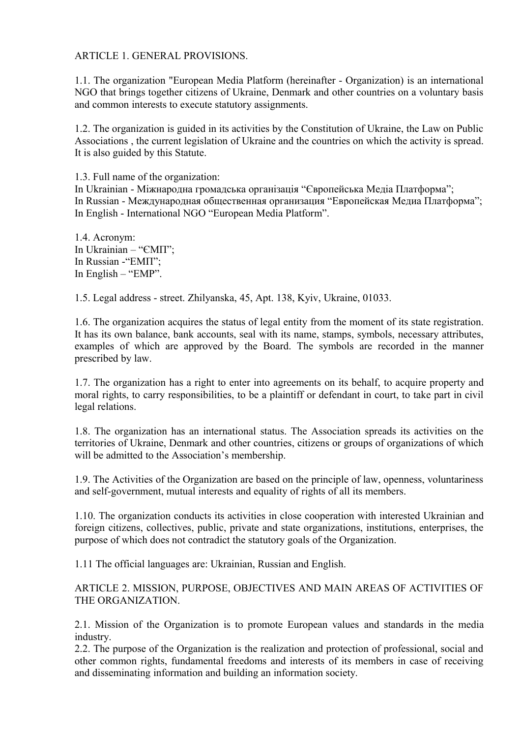## ARTICLE 1. GENERAL PROVISIONS.

1.1. The organization "European Media Platform (hereinafter - Organization) is an international NGO that brings together citizens of Ukraine, Denmark and other countries on a voluntary basis and common interests to execute statutory assignments.

1.2. The organization is guided in its activities by the Constitution of Ukraine, the Law on Public Associations , the current legislation of Ukraine and the countries on which the activity is spread. It is also guided by this Statute.

1.3. Full name of the organization:
In Ukrainian - Міжнародна громадська організація "Європейська Медіа Платформа";
In Russian - Международная общественная организация "Европейская Медиа Платформа";
In English - International NGO "European Media Platform".

1.4. Acronym:
In Ukrainian – "ЄМП";
In Russian -"ЕМП";
In English – "EMP".

1.5. Legal address - street. Zhilyanska, 45, Apt. 138, Kyiv, Ukraine, 01033.

1.6. The organization acquires the status of legal entity from the moment of its state registration. It has its own balance, bank accounts, seal with its name, stamps, symbols, necessary attributes, examples of which are approved by the Board. The symbols are recorded in the manner prescribed by law.

1.7. The organization has a right to enter into agreements on its behalf, to acquire property and moral rights, to carry responsibilities, to be a plaintiff or defendant in court, to take part in civil legal relations.

1.8. The organization has an international status. The Association spreads its activities on the territories of Ukraine, Denmark and other countries, citizens or groups of organizations of which will be admitted to the Association's membership.

1.9. The Activities of the Organization are based on the principle of law, openness, voluntariness and self-government, mutual interests and equality of rights of all its members.

1.10. The organization conducts its activities in close cooperation with interested Ukrainian and foreign citizens, collectives, public, private and state organizations, institutions, enterprises, the purpose of which does not contradict the statutory goals of the Organization.

1.11 The official languages are: Ukrainian, Russian and English.

## ARTICLE 2. MISSION, PURPOSE, OBJECTIVES AND MAIN AREAS OF ACTIVITIES OF THE ORGANIZATION.

2.1. Mission of the Organization is to promote European values and standards in the media industry.
2.2. The purpose of the Organization is the realization and protection of professional, social and other common rights, fundamental freedoms and interests of its members in case of receiving and disseminating information and building an information society.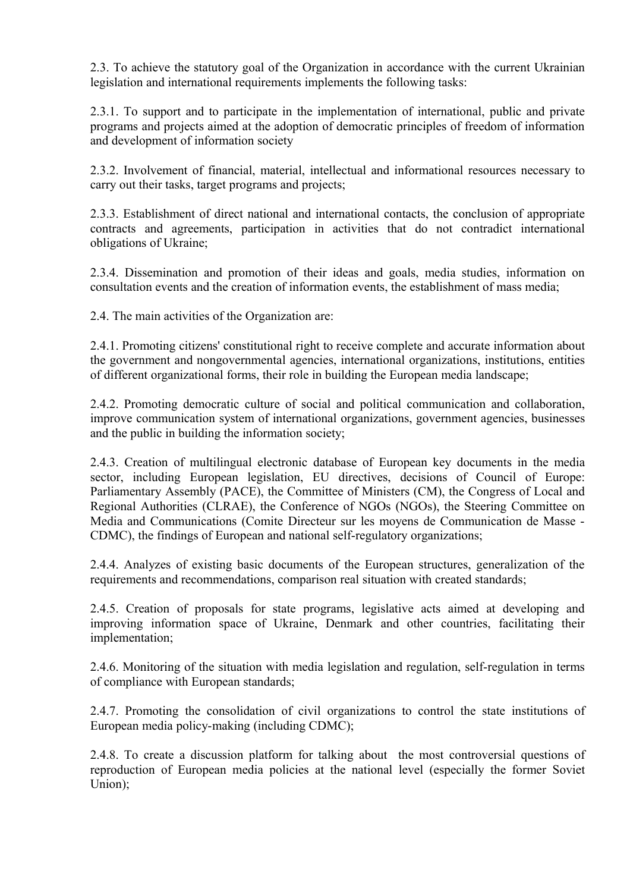2.3. To achieve the statutory goal of the Organization in accordance with the current Ukrainian legislation and international requirements implements the following tasks:

2.3.1. To support and to participate in the implementation of international, public and private programs and projects aimed at the adoption of democratic principles of freedom of information and development of information society

2.3.2. Involvement of financial, material, intellectual and informational resources necessary to carry out their tasks, target programs and projects;

2.3.3. Establishment of direct national and international contacts, the conclusion of appropriate contracts and agreements, participation in activities that do not contradict international obligations of Ukraine;

2.3.4. Dissemination and promotion of their ideas and goals, media studies, information on consultation events and the creation of information events, the establishment of mass media;

2.4. The main activities of the Organization are:

2.4.1. Promoting citizens' constitutional right to receive complete and accurate information about the government and nongovernmental agencies, international organizations, institutions, entities of different organizational forms, their role in building the European media landscape;

2.4.2. Promoting democratic culture of social and political communication and collaboration, improve communication system of international organizations, government agencies, businesses and the public in building the information society;

2.4.3. Creation of multilingual electronic database of European key documents in the media sector, including European legislation, EU directives, decisions of Council of Europe: Parliamentary Assembly (PACE), the Committee of Ministers (CM), the Congress of Local and Regional Authorities (CLRAE), the Conference of NGOs (NGOs), the Steering Committee on Media and Communications (Comite Directeur sur les moyens de Communication de Masse - CDMC), the findings of European and national self-regulatory organizations;

2.4.4. Analyzes of existing basic documents of the European structures, generalization of the requirements and recommendations, comparison real situation with created standards;

2.4.5. Creation of proposals for state programs, legislative acts aimed at developing and improving information space of Ukraine, Denmark and other countries, facilitating their implementation;

2.4.6. Monitoring of the situation with media legislation and regulation, self-regulation in terms of compliance with European standards;

2.4.7. Promoting the consolidation of civil organizations to control the state institutions of European media policy-making (including CDMC);

2.4.8. To create a discussion platform for talking about the most controversial questions of reproduction of European media policies at the national level (especially the former Soviet Union);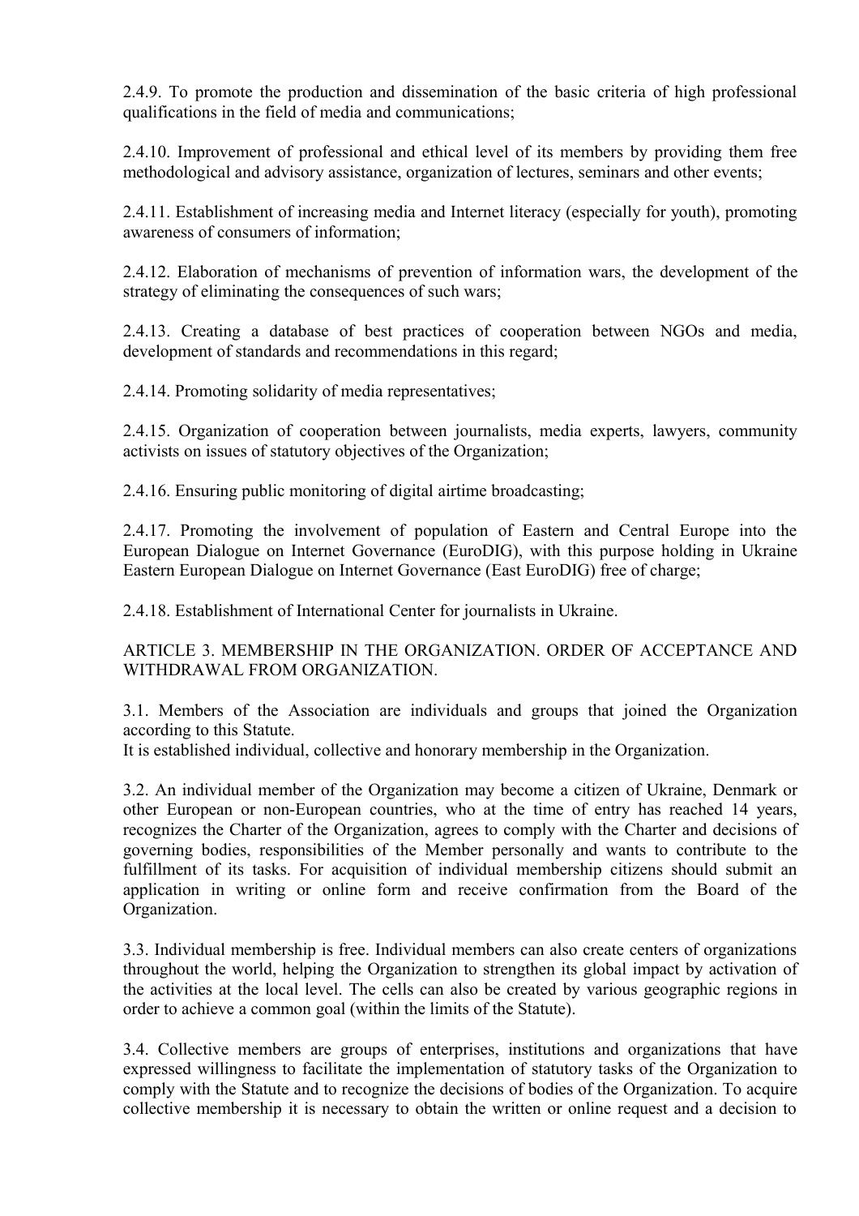2.4.9. To promote the production and dissemination of the basic criteria of high professional qualifications in the field of media and communications;

2.4.10. Improvement of professional and ethical level of its members by providing them free methodological and advisory assistance, organization of lectures, seminars and other events;

2.4.11. Establishment of increasing media and Internet literacy (especially for youth), promoting awareness of consumers of information;

2.4.12. Elaboration of mechanisms of prevention of information wars, the development of the strategy of eliminating the consequences of such wars;

2.4.13. Creating a database of best practices of cooperation between NGOs and media, development of standards and recommendations in this regard;

2.4.14. Promoting solidarity of media representatives;

2.4.15. Organization of cooperation between journalists, media experts, lawyers, community activists on issues of statutory objectives of the Organization;

2.4.16. Ensuring public monitoring of digital airtime broadcasting;

2.4.17. Promoting the involvement of population of Eastern and Central Europe into the European Dialogue on Internet Governance (EuroDIG), with this purpose holding in Ukraine Eastern European Dialogue on Internet Governance (East EuroDIG) free of charge;

2.4.18. Establishment of International Center for journalists in Ukraine.

## ARTICLE 3. MEMBERSHIP IN THE ORGANIZATION. ORDER OF ACCEPTANCE AND WITHDRAWAL FROM ORGANIZATION.

3.1. Members of the Association are individuals and groups that joined the Organization according to this Statute.
It is established individual, collective and honorary membership in the Organization.

3.2. An individual member of the Organization may become a citizen of Ukraine, Denmark or other European or non-European countries, who at the time of entry has reached 14 years, recognizes the Charter of the Organization, agrees to comply with the Charter and decisions of governing bodies, responsibilities of the Member personally and wants to contribute to the fulfillment of its tasks. For acquisition of individual membership citizens should submit an application in writing or online form and receive confirmation from the Board of the Organization.

3.3. Individual membership is free. Individual members can also create centers of organizations throughout the world, helping the Organization to strengthen its global impact by activation of the activities at the local level. The cells can also be created by various geographic regions in order to achieve a common goal (within the limits of the Statute).

3.4. Collective members are groups of enterprises, institutions and organizations that have expressed willingness to facilitate the implementation of statutory tasks of the Organization to comply with the Statute and to recognize the decisions of bodies of the Organization. To acquire collective membership it is necessary to obtain the written or online request and a decision to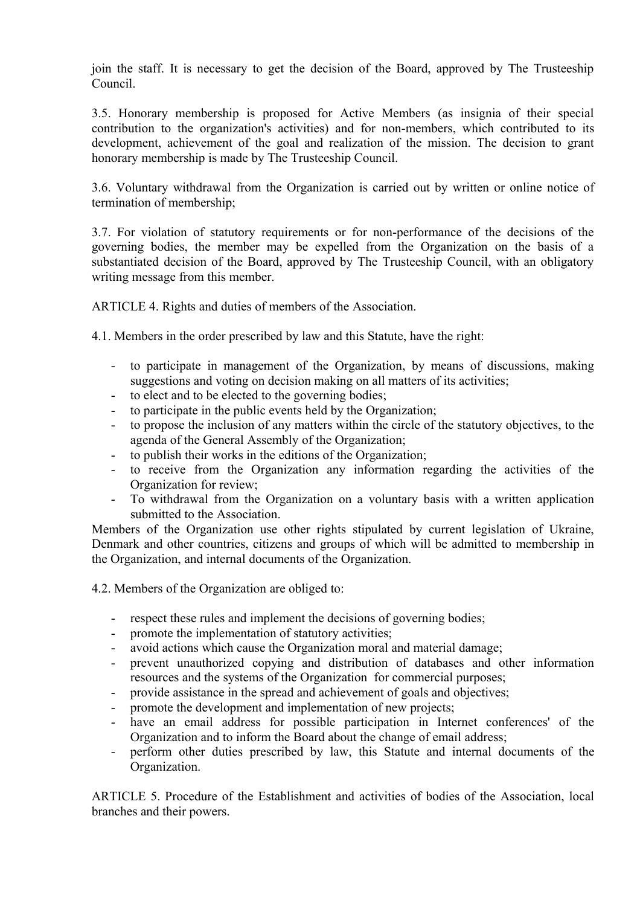join the staff. It is necessary to get the decision of the Board, approved by The Trusteeship Council.

3.5. Honorary membership is proposed for Active Members (as insignia of their special contribution to the organization's activities) and for non-members, which contributed to its development, achievement of the goal and realization of the mission. The decision to grant honorary membership is made by The Trusteeship Council.

3.6. Voluntary withdrawal from the Organization is carried out by written or online notice of termination of membership;

3.7. For violation of statutory requirements or for non-performance of the decisions of the governing bodies, the member may be expelled from the Organization on the basis of a substantiated decision of the Board, approved by The Trusteeship Council, with an obligatory writing message from this member.

ARTICLE 4. Rights and duties of members of the Association.

4.1. Members in the order prescribed by law and this Statute, have the right:

- to participate in management of the Organization, by means of discussions, making suggestions and voting on decision making on all matters of its activities;
- to elect and to be elected to the governing bodies;
- to participate in the public events held by the Organization;
- to propose the inclusion of any matters within the circle of the statutory objectives, to the agenda of the General Assembly of the Organization;
- to publish their works in the editions of the Organization;
- to receive from the Organization any information regarding the activities of the Organization for review;
- To withdrawal from the Organization on a voluntary basis with a written application submitted to the Association.

Members of the Organization use other rights stipulated by current legislation of Ukraine, Denmark and other countries, citizens and groups of which will be admitted to membership in the Organization, and internal documents of the Organization.

4.2. Members of the Organization are obliged to:

- respect these rules and implement the decisions of governing bodies;
- promote the implementation of statutory activities;
- avoid actions which cause the Organization moral and material damage;
- prevent unauthorized copying and distribution of databases and other information resources and the systems of the Organization for commercial purposes;
- provide assistance in the spread and achievement of goals and objectives;
- promote the development and implementation of new projects;
- have an email address for possible participation in Internet conferences' of the Organization and to inform the Board about the change of email address;
- perform other duties prescribed by law, this Statute and internal documents of the Organization.

ARTICLE 5. Procedure of the Establishment and activities of bodies of the Association, local branches and their powers.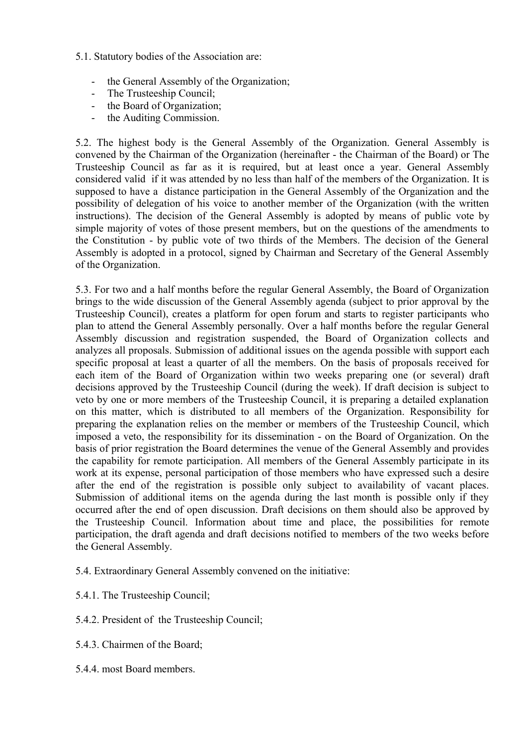5.1. Statutory bodies of the Association are:

- the General Assembly of the Organization;
- The Trusteeship Council;
- the Board of Organization;
- the Auditing Commission.

5.2. The highest body is the General Assembly of the Organization. General Assembly is convened by the Chairman of the Organization (hereinafter - the Chairman of the Board) or The Trusteeship Council as far as it is required, but at least once a year. General Assembly considered valid if it was attended by no less than half of the members of the Organization. It is supposed to have a distance participation in the General Assembly of the Organization and the possibility of delegation of his voice to another member of the Organization (with the written instructions). The decision of the General Assembly is adopted by means of public vote by simple majority of votes of those present members, but on the questions of the amendments to the Constitution - by public vote of two thirds of the Members. The decision of the General Assembly is adopted in a protocol, signed by Chairman and Secretary of the General Assembly of the Organization.

5.3. For two and a half months before the regular General Assembly, the Board of Organization brings to the wide discussion of the General Assembly agenda (subject to prior approval by the Trusteeship Council), creates a platform for open forum and starts to register participants who plan to attend the General Assembly personally. Over a half months before the regular General Assembly discussion and registration suspended, the Board of Organization collects and analyzes all proposals. Submission of additional issues on the agenda possible with support each specific proposal at least a quarter of all the members. On the basis of proposals received for each item of the Board of Organization within two weeks preparing one (or several) draft decisions approved by the Trusteeship Council (during the week). If draft decision is subject to veto by one or more members of the Trusteeship Council, it is preparing a detailed explanation on this matter, which is distributed to all members of the Organization. Responsibility for preparing the explanation relies on the member or members of the Trusteeship Council, which imposed a veto, the responsibility for its dissemination - on the Board of Organization. On the basis of prior registration the Board determines the venue of the General Assembly and provides the capability for remote participation. All members of the General Assembly participate in its work at its expense, personal participation of those members who have expressed such a desire after the end of the registration is possible only subject to availability of vacant places. Submission of additional items on the agenda during the last month is possible only if they occurred after the end of open discussion. Draft decisions on them should also be approved by the Trusteeship Council. Information about time and place, the possibilities for remote participation, the draft agenda and draft decisions notified to members of the two weeks before the General Assembly.

5.4. Extraordinary General Assembly convened on the initiative:

5.4.1. The Trusteeship Council;

5.4.2. President of the Trusteeship Council;

5.4.3. Chairmen of the Board;

5.4.4. most Board members.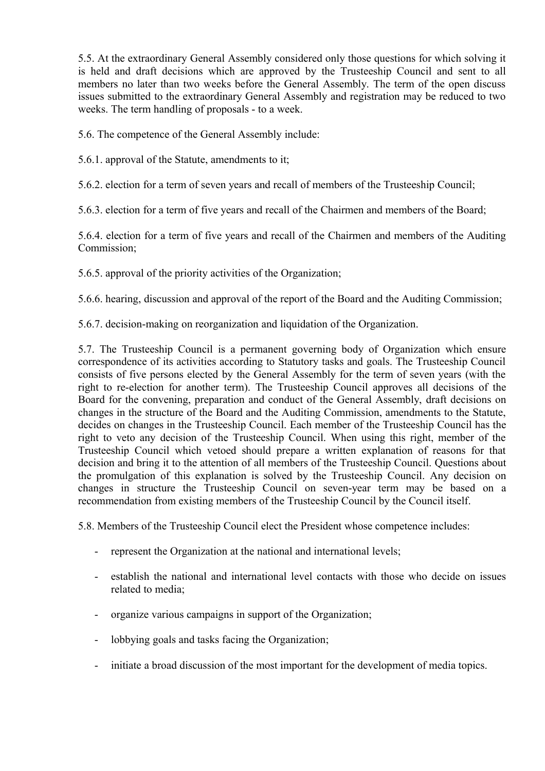5.5. At the extraordinary General Assembly considered only those questions for which solving it is held and draft decisions which are approved by the Trusteeship Council and sent to all members no later than two weeks before the General Assembly. The term of the open discuss issues submitted to the extraordinary General Assembly and registration may be reduced to two weeks. The term handling of proposals - to a week.

5.6. The competence of the General Assembly include:

5.6.1. approval of the Statute, amendments to it;

5.6.2. election for a term of seven years and recall of members of the Trusteeship Council;

5.6.3. election for a term of five years and recall of the Chairmen and members of the Board;

5.6.4. election for a term of five years and recall of the Chairmen and members of the Auditing Commission;

5.6.5. approval of the priority activities of the Organization;

5.6.6. hearing, discussion and approval of the report of the Board and the Auditing Commission;

5.6.7. decision-making on reorganization and liquidation of the Organization.

5.7. The Trusteeship Council is a permanent governing body of Organization which ensure correspondence of its activities according to Statutory tasks and goals. The Trusteeship Council consists of five persons elected by the General Assembly for the term of seven years (with the right to re-election for another term). The Trusteeship Council approves all decisions of the Board for the convening, preparation and conduct of the General Assembly, draft decisions on changes in the structure of the Board and the Auditing Commission, amendments to the Statute, decides on changes in the Trusteeship Council. Each member of the Trusteeship Council has the right to veto any decision of the Trusteeship Council. When using this right, member of the Trusteeship Council which vetoed should prepare a written explanation of reasons for that decision and bring it to the attention of all members of the Trusteeship Council. Questions about the promulgation of this explanation is solved by the Trusteeship Council. Any decision on changes in structure the Trusteeship Council on seven-year term may be based on a recommendation from existing members of the Trusteeship Council by the Council itself.

5.8. Members of the Trusteeship Council elect the President whose competence includes:

- represent the Organization at the national and international levels;
- establish the national and international level contacts with those who decide on issues related to media;
- organize various campaigns in support of the Organization;
- lobbying goals and tasks facing the Organization;
- initiate a broad discussion of the most important for the development of media topics.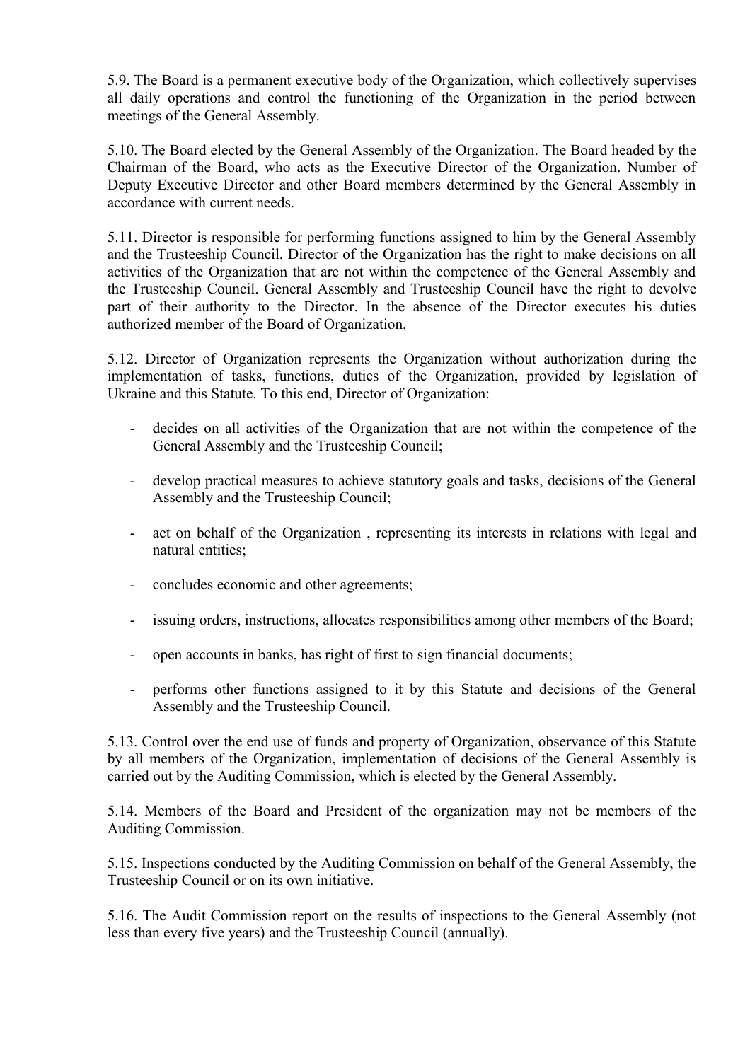5.9. The Board is a permanent executive body of the Organization, which collectively supervises all daily operations and control the functioning of the Organization in the period between meetings of the General Assembly.

5.10. The Board elected by the General Assembly of the Organization. The Board headed by the Chairman of the Board, who acts as the Executive Director of the Organization. Number of Deputy Executive Director and other Board members determined by the General Assembly in accordance with current needs.

5.11. Director is responsible for performing functions assigned to him by the General Assembly and the Trusteeship Council. Director of the Organization has the right to make decisions on all activities of the Organization that are not within the competence of the General Assembly and the Trusteeship Council. General Assembly and Trusteeship Council have the right to devolve part of their authority to the Director. In the absence of the Director executes his duties authorized member of the Board of Organization.

5.12. Director of Organization represents the Organization without authorization during the implementation of tasks, functions, duties of the Organization, provided by legislation of Ukraine and this Statute. To this end, Director of Organization:

- decides on all activities of the Organization that are not within the competence of the General Assembly and the Trusteeship Council;
- develop practical measures to achieve statutory goals and tasks, decisions of the General Assembly and the Trusteeship Council;
- act on behalf of the Organization , representing its interests in relations with legal and natural entities;
- concludes economic and other agreements;
- issuing orders, instructions, allocates responsibilities among other members of the Board;
- open accounts in banks, has right of first to sign financial documents;
- performs other functions assigned to it by this Statute and decisions of the General Assembly and the Trusteeship Council.

5.13. Control over the end use of funds and property of Organization, observance of this Statute by all members of the Organization, implementation of decisions of the General Assembly is carried out by the Auditing Commission, which is elected by the General Assembly.

5.14. Members of the Board and President of the organization may not be members of the Auditing Commission.

5.15. Inspections conducted by the Auditing Commission on behalf of the General Assembly, the Trusteeship Council or on its own initiative.

5.16. The Audit Commission report on the results of inspections to the General Assembly (not less than every five years) and the Trusteeship Council (annually).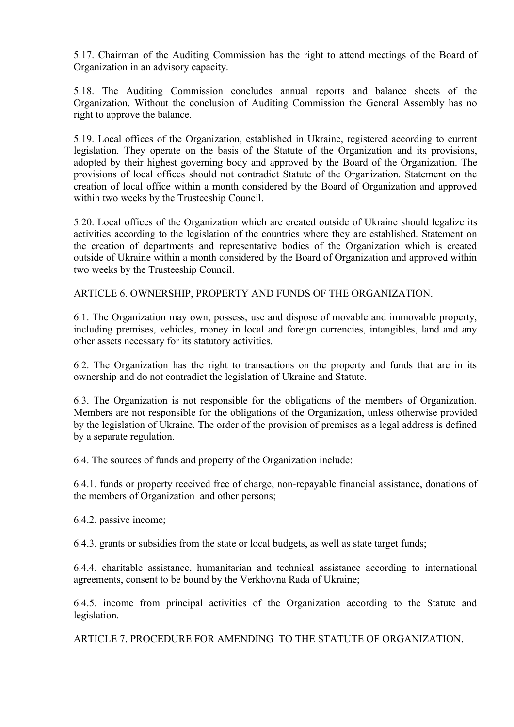5.17. Chairman of the Auditing Commission has the right to attend meetings of the Board of Organization in an advisory capacity.

5.18. The Auditing Commission concludes annual reports and balance sheets of the Organization. Without the conclusion of Auditing Commission the General Assembly has no right to approve the balance.

5.19. Local offices of the Organization, established in Ukraine, registered according to current legislation. They operate on the basis of the Statute of the Organization and its provisions, adopted by their highest governing body and approved by the Board of the Organization. The provisions of local offices should not contradict Statute of the Organization. Statement on the creation of local office within a month considered by the Board of Organization and approved within two weeks by the Trusteeship Council.

5.20. Local offices of the Organization which are created outside of Ukraine should legalize its activities according to the legislation of the countries where they are established. Statement on the creation of departments and representative bodies of the Organization which is created outside of Ukraine within a month considered by the Board of Organization and approved within two weeks by the Trusteeship Council.

## ARTICLE 6. OWNERSHIP, PROPERTY AND FUNDS OF THE ORGANIZATION.

6.1. The Organization may own, possess, use and dispose of movable and immovable property, including premises, vehicles, money in local and foreign currencies, intangibles, land and any other assets necessary for its statutory activities.

6.2. The Organization has the right to transactions on the property and funds that are in its ownership and do not contradict the legislation of Ukraine and Statute.

6.3. The Organization is not responsible for the obligations of the members of Organization. Members are not responsible for the obligations of the Organization, unless otherwise provided by the legislation of Ukraine. The order of the provision of premises as a legal address is defined by a separate regulation.

6.4. The sources of funds and property of the Organization include:

6.4.1. funds or property received free of charge, non-repayable financial assistance, donations of the members of Organization and other persons;

6.4.2. passive income;

6.4.3. grants or subsidies from the state or local budgets, as well as state target funds;

6.4.4. charitable assistance, humanitarian and technical assistance according to international agreements, consent to be bound by the Verkhovna Rada of Ukraine;

6.4.5. income from principal activities of the Organization according to the Statute and legislation.

## ARTICLE 7. PROCEDURE FOR AMENDING TO THE STATUTE OF ORGANIZATION.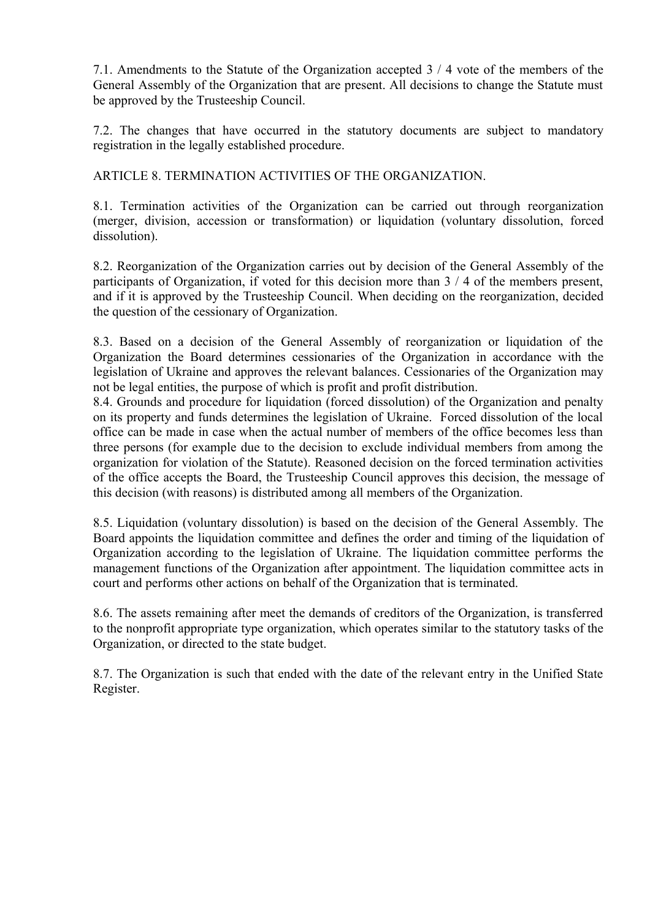7.1. Amendments to the Statute of the Organization accepted 3 / 4 vote of the members of the General Assembly of the Organization that are present. All decisions to change the Statute must be approved by the Trusteeship Council.

7.2. The changes that have occurred in the statutory documents are subject to mandatory registration in the legally established procedure.

ARTICLE 8. TERMINATION ACTIVITIES OF THE ORGANIZATION.

8.1. Termination activities of the Organization can be carried out through reorganization (merger, division, accession or transformation) or liquidation (voluntary dissolution, forced dissolution).

8.2. Reorganization of the Organization carries out by decision of the General Assembly of the participants of Organization, if voted for this decision more than 3 / 4 of the members present, and if it is approved by the Trusteeship Council. When deciding on the reorganization, decided the question of the cessionary of Organization.

8.3. Based on a decision of the General Assembly of reorganization or liquidation of the Organization the Board determines cessionaries of the Organization in accordance with the legislation of Ukraine and approves the relevant balances. Cessionaries of the Organization may not be legal entities, the purpose of which is profit and profit distribution.

8.4. Grounds and procedure for liquidation (forced dissolution) of the Organization and penalty on its property and funds determines the legislation of Ukraine. Forced dissolution of the local office can be made in case when the actual number of members of the office becomes less than three persons (for example due to the decision to exclude individual members from among the organization for violation of the Statute). Reasoned decision on the forced termination activities of the office accepts the Board, the Trusteeship Council approves this decision, the message of this decision (with reasons) is distributed among all members of the Organization.

8.5. Liquidation (voluntary dissolution) is based on the decision of the General Assembly. The Board appoints the liquidation committee and defines the order and timing of the liquidation of Organization according to the legislation of Ukraine. The liquidation committee performs the management functions of the Organization after appointment. The liquidation committee acts in court and performs other actions on behalf of the Organization that is terminated.

8.6. The assets remaining after meet the demands of creditors of the Organization, is transferred to the nonprofit appropriate type organization, which operates similar to the statutory tasks of the Organization, or directed to the state budget.

8.7. The Organization is such that ended with the date of the relevant entry in the Unified State Register.